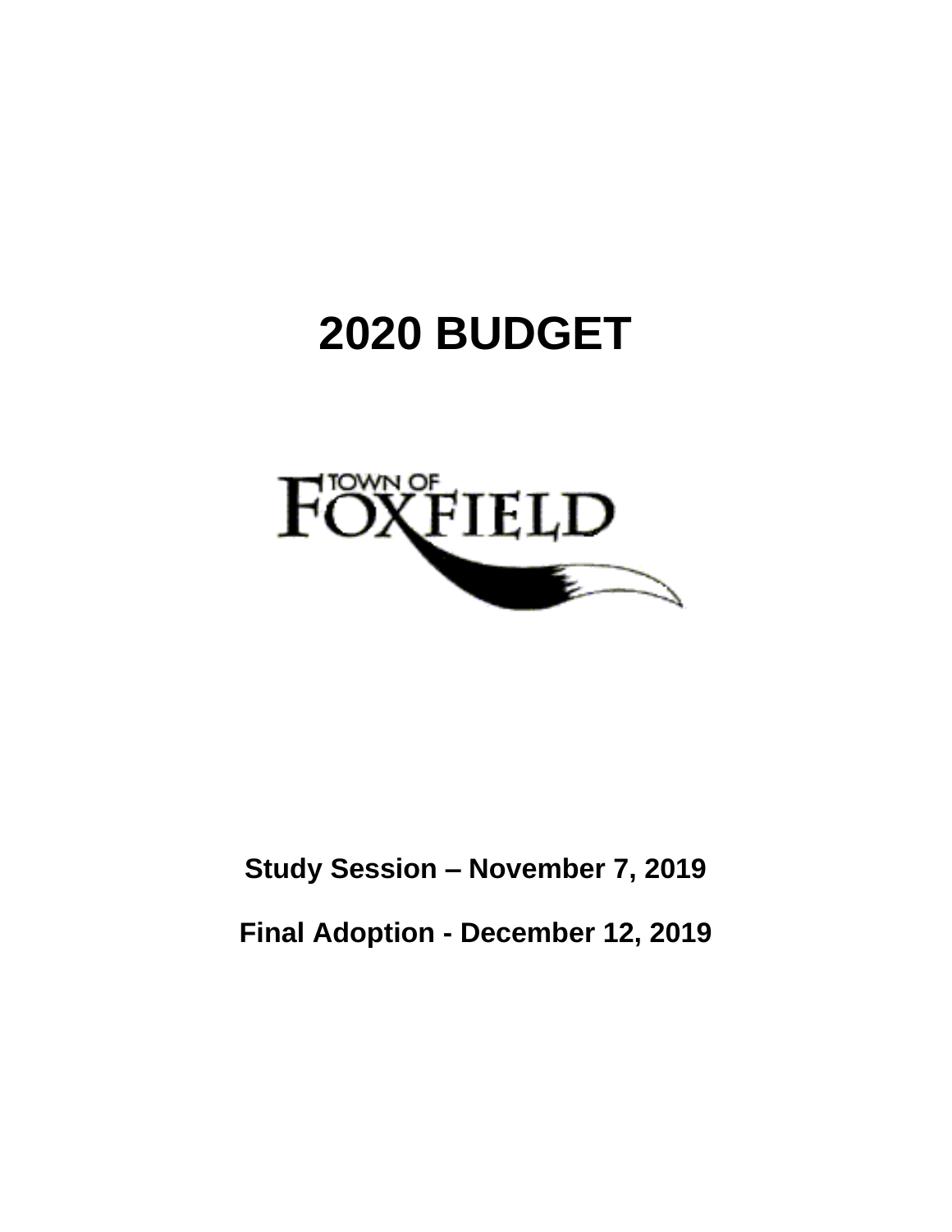# 2020 BUDGET

TOWN OF FOXFIELD

**Study Session – November 7, 2019**

**Final Adoption - December 12, 2019**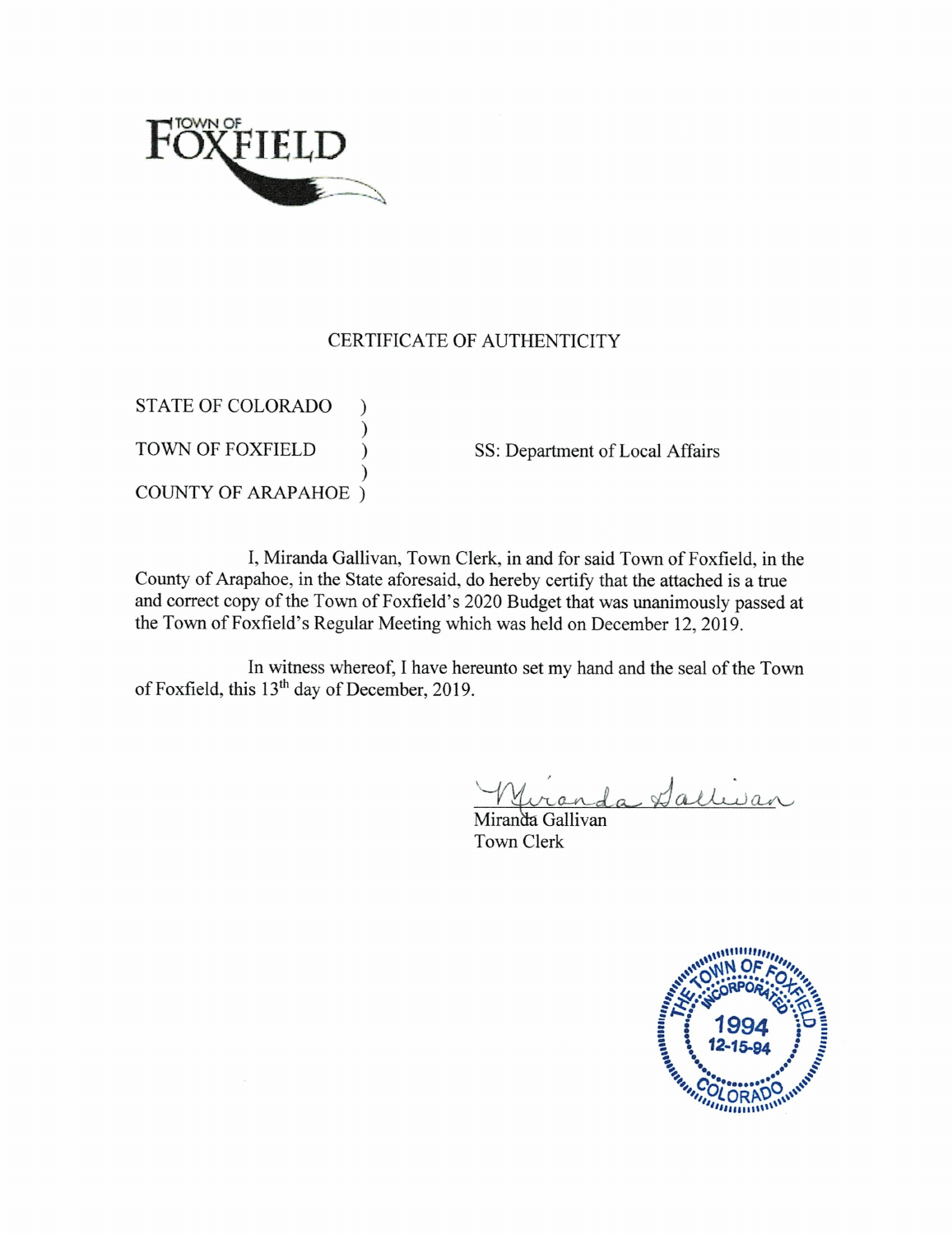TOWN OF FOXFIELD

# CERTIFICATE OF AUTHENTICITY

STATE OF COLORADO )
)
TOWN OF FOXFIELD ) SS: Department of Local Affairs
)
COUNTY OF ARAPAHOE )

I, Miranda Gallivan, Town Clerk, in and for said Town of Foxfield, in the County of Arapahoe, in the State aforesaid, do hereby certify that the attached is a true and correct copy of the Town of Foxfield's 2020 Budget that was unanimously passed at the Town of Foxfield's Regular Meeting which was held on December 12, 2019.

In witness whereof, I have hereunto set my hand and the seal of the Town of Foxfield, this 13th day of December, 2019.

Miranda Gallivan
Miranda Gallivan
Town Clerk

THE TOWN OF FOXFIELD INCORPORATED 1994 12-15-94 COLORADO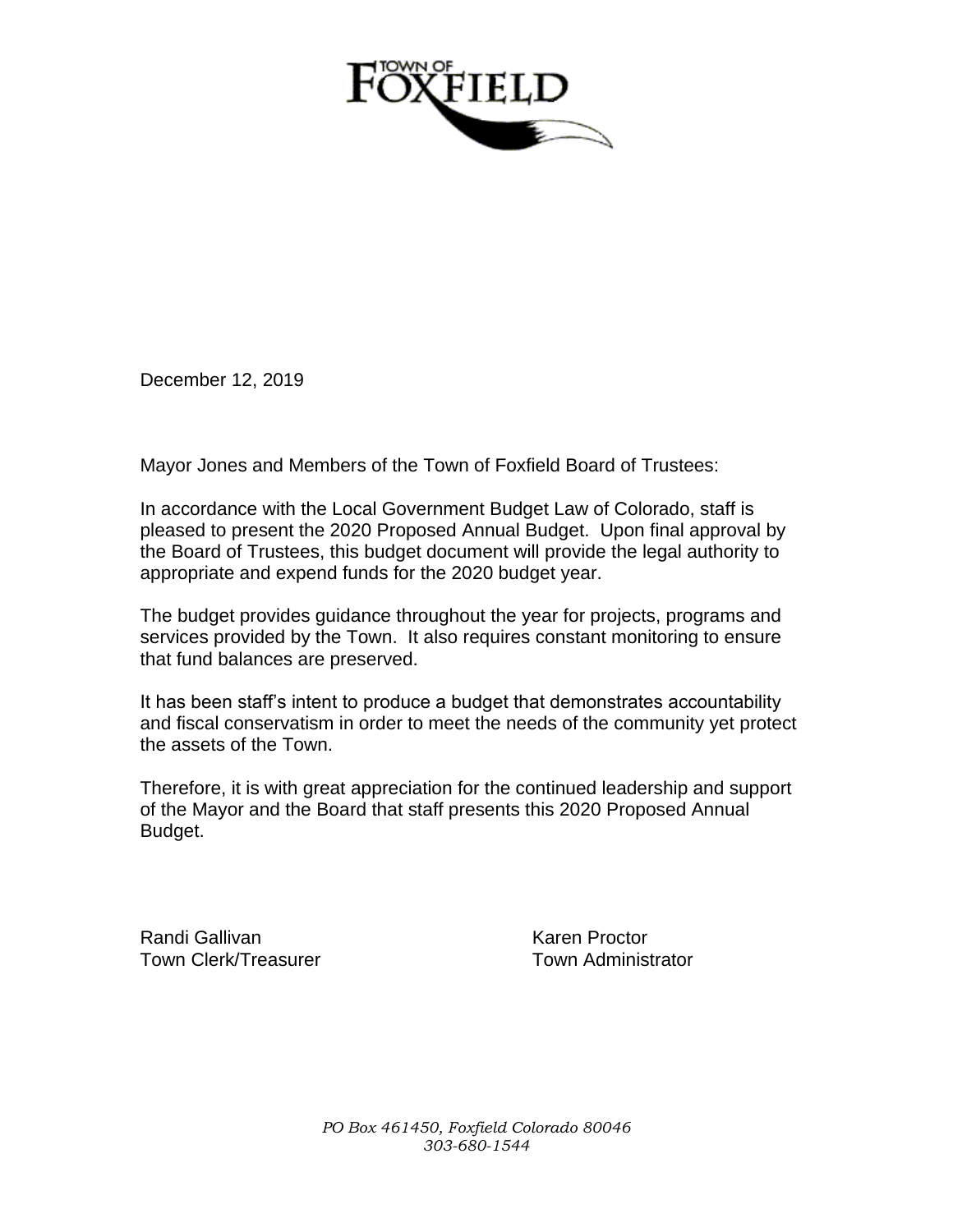TOWN OF FOXFIELD

December 12, 2019

Mayor Jones and Members of the Town of Foxfield Board of Trustees:

In accordance with the Local Government Budget Law of Colorado, staff is pleased to present the 2020 Proposed Annual Budget. Upon final approval by the Board of Trustees, this budget document will provide the legal authority to appropriate and expend funds for the 2020 budget year.

The budget provides guidance throughout the year for projects, programs and services provided by the Town. It also requires constant monitoring to ensure that fund balances are preserved.

It has been staff's intent to produce a budget that demonstrates accountability and fiscal conservatism in order to meet the needs of the community yet protect the assets of the Town.

Therefore, it is with great appreciation for the continued leadership and support of the Mayor and the Board that staff presents this 2020 Proposed Annual Budget.

Randi Gallivan
Town Clerk/Treasurer

Karen Proctor
Town Administrator

*PO Box 461450, Foxfield Colorado 80046*
*303-680-1544*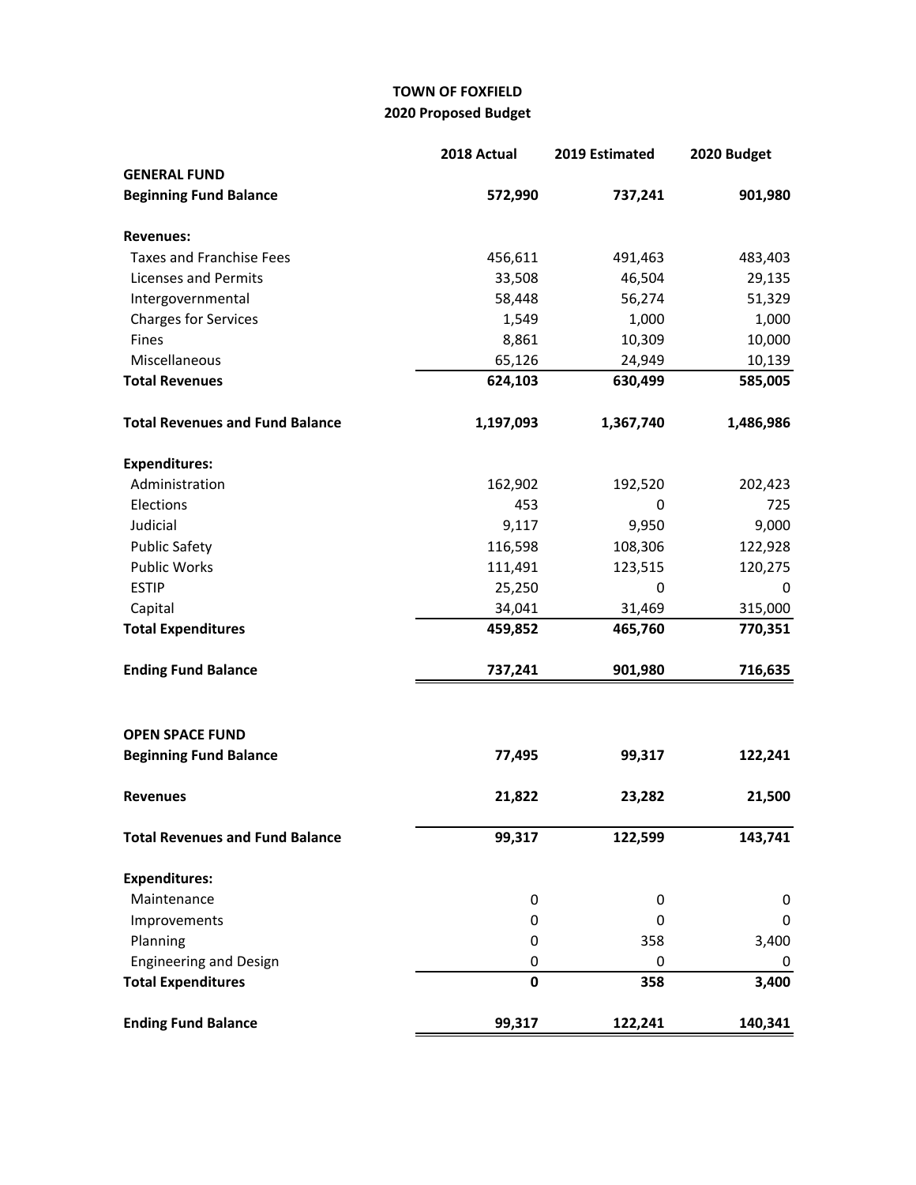**TOWN OF FOXFIELD**
**2020 Proposed Budget**

| | 2018 Actual | 2019 Estimated | 2020 Budget |
|---|---|---|---|
| **GENERAL FUND** | | | |
| **Beginning Fund Balance** | **572,990** | **737,241** | **901,980** |
| | | | |
| **Revenues:** | | | |
| Taxes and Franchise Fees | 456,611 | 491,463 | 483,403 |
| Licenses and Permits | 33,508 | 46,504 | 29,135 |
| Intergovernmental | 58,448 | 56,274 | 51,329 |
| Charges for Services | 1,549 | 1,000 | 1,000 |
| Fines | 8,861 | 10,309 | 10,000 |
| Miscellaneous | 65,126 | 24,949 | 10,139 |
| **Total Revenues** | **624,103** | **630,499** | **585,005** |
| | | | |
| **Total Revenues and Fund Balance** | **1,197,093** | **1,367,740** | **1,486,986** |
| | | | |
| **Expenditures:** | | | |
| Administration | 162,902 | 192,520 | 202,423 |
| Elections | 453 | 0 | 725 |
| Judicial | 9,117 | 9,950 | 9,000 |
| Public Safety | 116,598 | 108,306 | 122,928 |
| Public Works | 111,491 | 123,515 | 120,275 |
| ESTIP | 25,250 | 0 | 0 |
| Capital | 34,041 | 31,469 | 315,000 |
| **Total Expenditures** | **459,852** | **465,760** | **770,351** |
| | | | |
| **Ending Fund Balance** | **737,241** | **901,980** | **716,635** |
| | | | |
| **OPEN SPACE FUND** | | | |
| **Beginning Fund Balance** | **77,495** | **99,317** | **122,241** |
| | | | |
| **Revenues** | **21,822** | **23,282** | **21,500** |
| | | | |
| **Total Revenues and Fund Balance** | **99,317** | **122,599** | **143,741** |
| | | | |
| **Expenditures:** | | | |
| Maintenance | 0 | 0 | 0 |
| Improvements | 0 | 0 | 0 |
| Planning | 0 | 358 | 3,400 |
| Engineering and Design | 0 | 0 | 0 |
| **Total Expenditures** | **0** | **358** | **3,400** |
| | | | |
| **Ending Fund Balance** | **99,317** | **122,241** | **140,341** |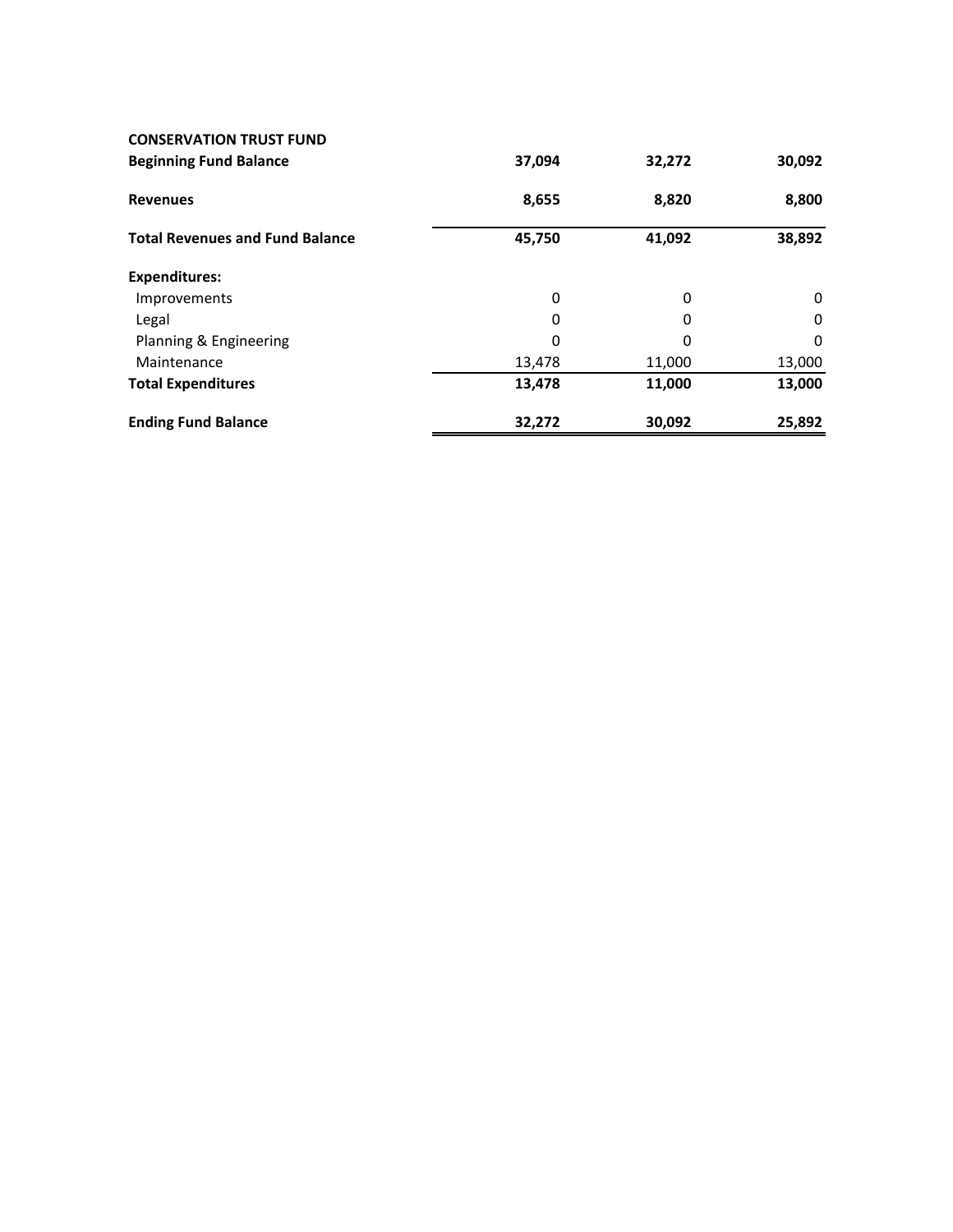| | | | |
|---|---|---|---|
| **CONSERVATION TRUST FUND** | | | |
| **Beginning Fund Balance** | **37,094** | **32,272** | **30,092** |
| **Revenues** | **8,655** | **8,820** | **8,800** |
| **Total Revenues and Fund Balance** | **45,750** | **41,092** | **38,892** |
| **Expenditures:** | | | |
| Improvements | 0 | 0 | 0 |
| Legal | 0 | 0 | 0 |
| Planning & Engineering | 0 | 0 | 0 |
| Maintenance | 13,478 | 11,000 | 13,000 |
| **Total Expenditures** | **13,478** | **11,000** | **13,000** |
| **Ending Fund Balance** | **32,272** | **30,092** | **25,892** |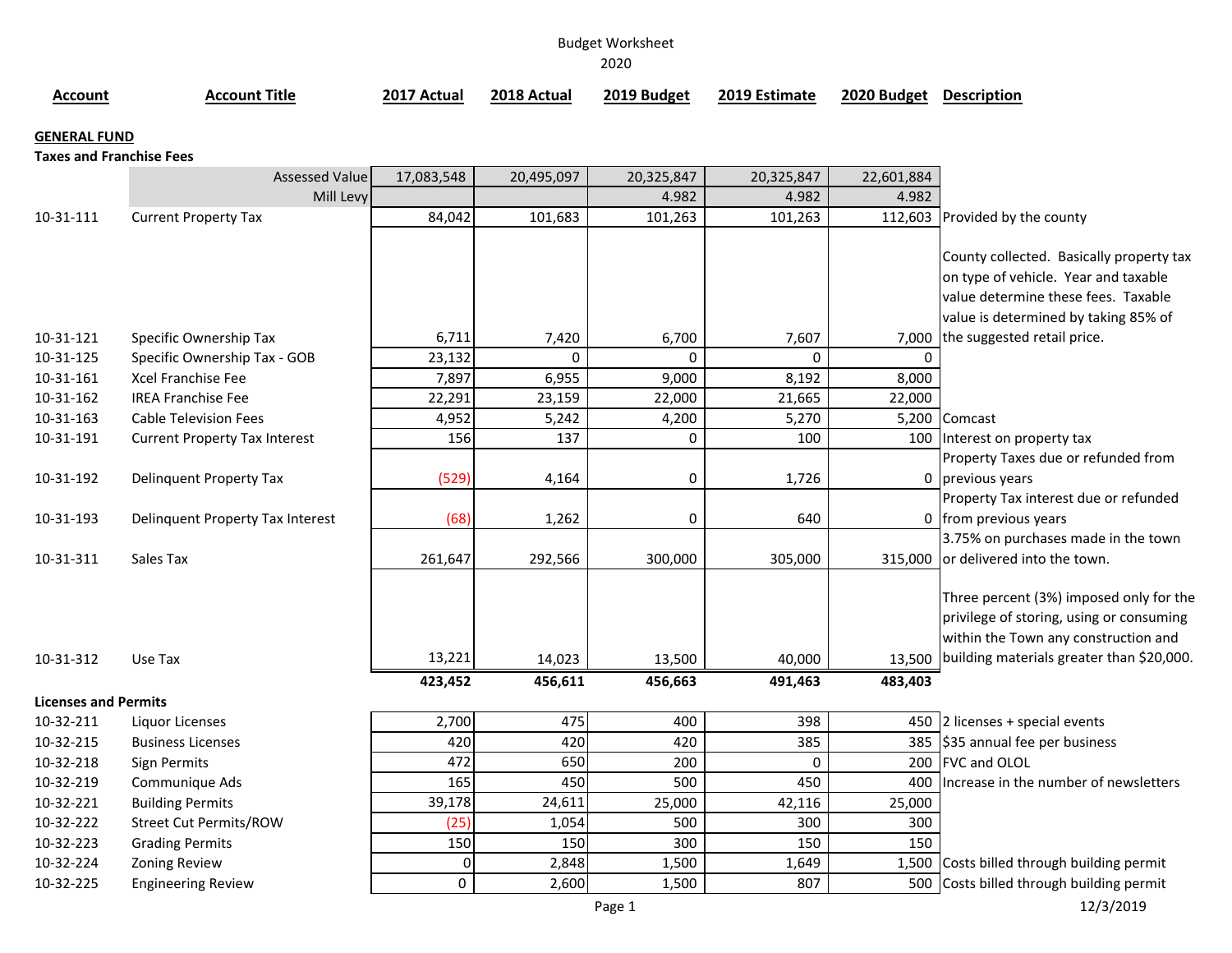Budget Worksheet

2020

| Account | Account Title | 2017 Actual | 2018 Actual | 2019 Budget | 2019 Estimate | 2020 Budget | Description |
|---|---|---|---|---|---|---|---|
| **GENERAL FUND** | | | | | | | |
| **Taxes and Franchise Fees** | | | | | | | |
| | Assessed Value | 17,083,548 | 20,495,097 | 20,325,847 | 20,325,847 | 22,601,884 | |
| | Mill Levy | | | 4.982 | 4.982 | 4.982 | |
| 10-31-111 | Current Property Tax | 84,042 | 101,683 | 101,263 | 101,263 | 112,603 | Provided by the county |
| 10-31-121 | Specific Ownership Tax | 6,711 | 7,420 | 6,700 | 7,607 | 7,000 | County collected. Basically property tax on type of vehicle. Year and taxable value determine these fees. Taxable value is determined by taking 85% of the suggested retail price. |
| 10-31-125 | Specific Ownership Tax - GOB | 23,132 | 0 | 0 | 0 | 0 | |
| 10-31-161 | Xcel Franchise Fee | 7,897 | 6,955 | 9,000 | 8,192 | 8,000 | |
| 10-31-162 | IREA Franchise Fee | 22,291 | 23,159 | 22,000 | 21,665 | 22,000 | |
| 10-31-163 | Cable Television Fees | 4,952 | 5,242 | 4,200 | 5,270 | 5,200 | Comcast |
| 10-31-191 | Current Property Tax Interest | 156 | 137 | 0 | 100 | 100 | Interest on property tax |
| 10-31-192 | Delinquent Property Tax | (529) | 4,164 | 0 | 1,726 | 0 | Property Taxes due or refunded from previous years |
| 10-31-193 | Delinquent Property Tax Interest | (68) | 1,262 | 0 | 640 | 0 | Property Tax interest due or refunded from previous years |
| 10-31-311 | Sales Tax | 261,647 | 292,566 | 300,000 | 305,000 | 315,000 | 3.75% on purchases made in the town or delivered into the town. |
| 10-31-312 | Use Tax | 13,221 | 14,023 | 13,500 | 40,000 | 13,500 | Three percent (3%) imposed only for the privilege of storing, using or consuming within the Town any construction and building materials greater than $20,000. |
| | | **423,452** | **456,611** | **456,663** | **491,463** | **483,403** | |
| **Licenses and Permits** | | | | | | | |
| 10-32-211 | Liquor Licenses | 2,700 | 475 | 400 | 398 | 450 | 2 licenses + special events |
| 10-32-215 | Business Licenses | 420 | 420 | 420 | 385 | 385 | $35 annual fee per business |
| 10-32-218 | Sign Permits | 472 | 650 | 200 | 0 | 200 | FVC and OLOL |
| 10-32-219 | Communique Ads | 165 | 450 | 500 | 450 | 400 | Increase in the number of newsletters |
| 10-32-221 | Building Permits | 39,178 | 24,611 | 25,000 | 42,116 | 25,000 | |
| 10-32-222 | Street Cut Permits/ROW | (25) | 1,054 | 500 | 300 | 300 | |
| 10-32-223 | Grading Permits | 150 | 150 | 300 | 150 | 150 | |
| 10-32-224 | Zoning Review | 0 | 2,848 | 1,500 | 1,649 | 1,500 | Costs billed through building permit |
| 10-32-225 | Engineering Review | 0 | 2,600 | 1,500 | 807 | 500 | Costs billed through building permit |

12/3/2019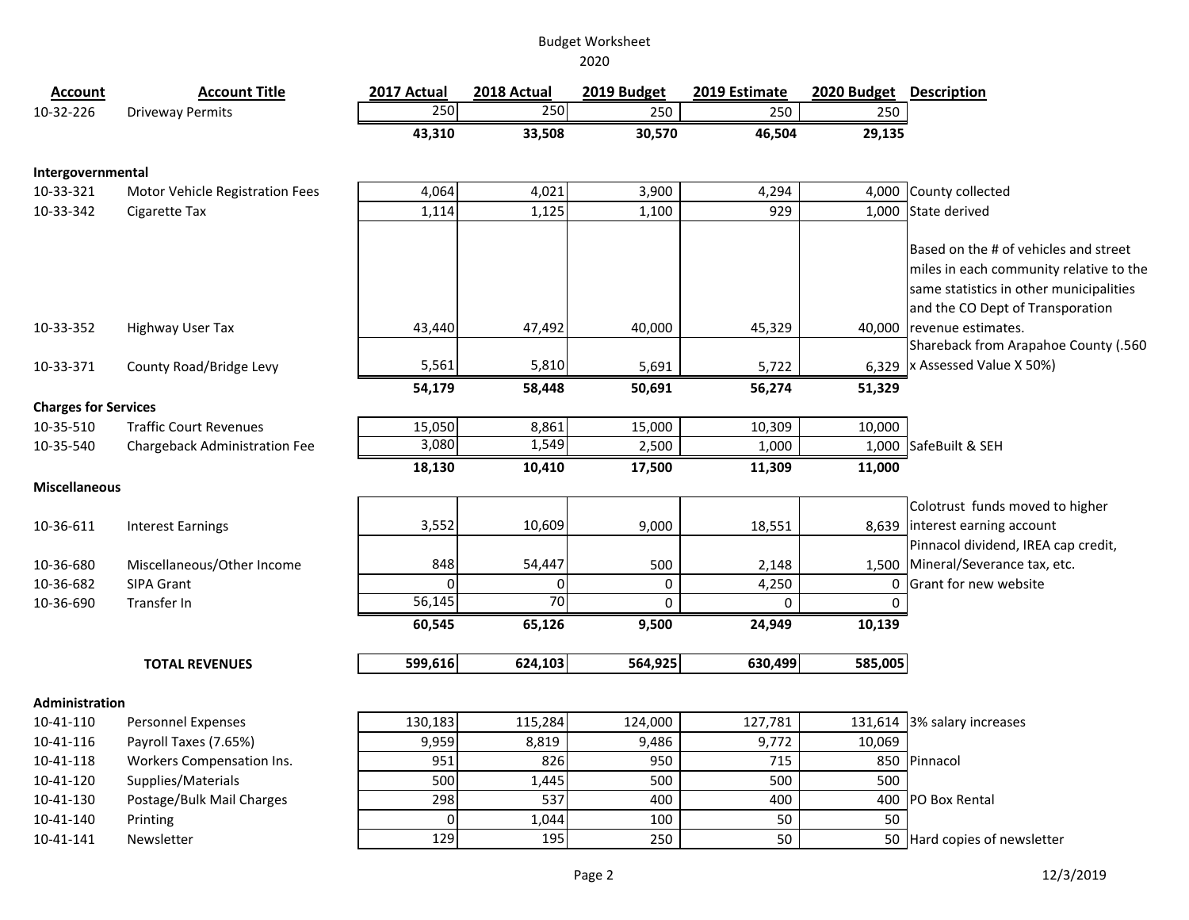Budget Worksheet
2020

| Account | Account Title | 2017 Actual | 2018 Actual | 2019 Budget | 2019 Estimate | 2020 Budget | Description |
|---|---|---|---|---|---|---|---|
| 10-32-226 | Driveway Permits | 250 | 250 | 250 | 250 | 250 | |
| | | **43,310** | **33,508** | **30,570** | **46,504** | **29,135** | |
| **Intergovernmental** | | | | | | | |
| 10-33-321 | Motor Vehicle Registration Fees | 4,064 | 4,021 | 3,900 | 4,294 | 4,000 | County collected |
| 10-33-342 | Cigarette Tax | 1,114 | 1,125 | 1,100 | 929 | 1,000 | State derived |
| 10-33-352 | Highway User Tax | 43,440 | 47,492 | 40,000 | 45,329 | 40,000 | Based on the # of vehicles and street miles in each community relative to the same statistics in other municipalities and the CO Dept of Transporation revenue estimates. |
| 10-33-371 | County Road/Bridge Levy | 5,561 | 5,810 | 5,691 | 5,722 | 6,329 | Shareback from Arapahoe County (.560 x Assessed Value X 50%) |
| | | **54,179** | **58,448** | **50,691** | **56,274** | **51,329** | |
| **Charges for Services** | | | | | | | |
| 10-35-510 | Traffic Court Revenues | 15,050 | 8,861 | 15,000 | 10,309 | 10,000 | |
| 10-35-540 | Chargeback Administration Fee | 3,080 | 1,549 | 2,500 | 1,000 | 1,000 | SafeBuilt & SEH |
| | | **18,130** | **10,410** | **17,500** | **11,309** | **11,000** | |
| **Miscellaneous** | | | | | | | |
| 10-36-611 | Interest Earnings | 3,552 | 10,609 | 9,000 | 18,551 | 8,639 | Colotrust funds moved to higher interest earning account |
| 10-36-680 | Miscellaneous/Other Income | 848 | 54,447 | 500 | 2,148 | 1,500 | Pinnacol dividend, IREA cap credit, Mineral/Severance tax, etc. |
| 10-36-682 | SIPA Grant | 0 | 0 | 0 | 4,250 | 0 | Grant for new website |
| 10-36-690 | Transfer In | 56,145 | 70 | 0 | 0 | 0 | |
| | | **60,545** | **65,126** | **9,500** | **24,949** | **10,139** | |
| | **TOTAL REVENUES** | **599,616** | **624,103** | **564,925** | **630,499** | **585,005** | |
| **Administration** | | | | | | | |
| 10-41-110 | Personnel Expenses | 130,183 | 115,284 | 124,000 | 127,781 | 131,614 | 3% salary increases |
| 10-41-116 | Payroll Taxes (7.65%) | 9,959 | 8,819 | 9,486 | 9,772 | 10,069 | |
| 10-41-118 | Workers Compensation Ins. | 951 | 826 | 950 | 715 | 850 | Pinnacol |
| 10-41-120 | Supplies/Materials | 500 | 1,445 | 500 | 500 | 500 | |
| 10-41-130 | Postage/Bulk Mail Charges | 298 | 537 | 400 | 400 | 400 | PO Box Rental |
| 10-41-140 | Printing | 0 | 1,044 | 100 | 50 | 50 | |
| 10-41-141 | Newsletter | 129 | 195 | 250 | 50 | 50 | Hard copies of newsletter |

12/3/2019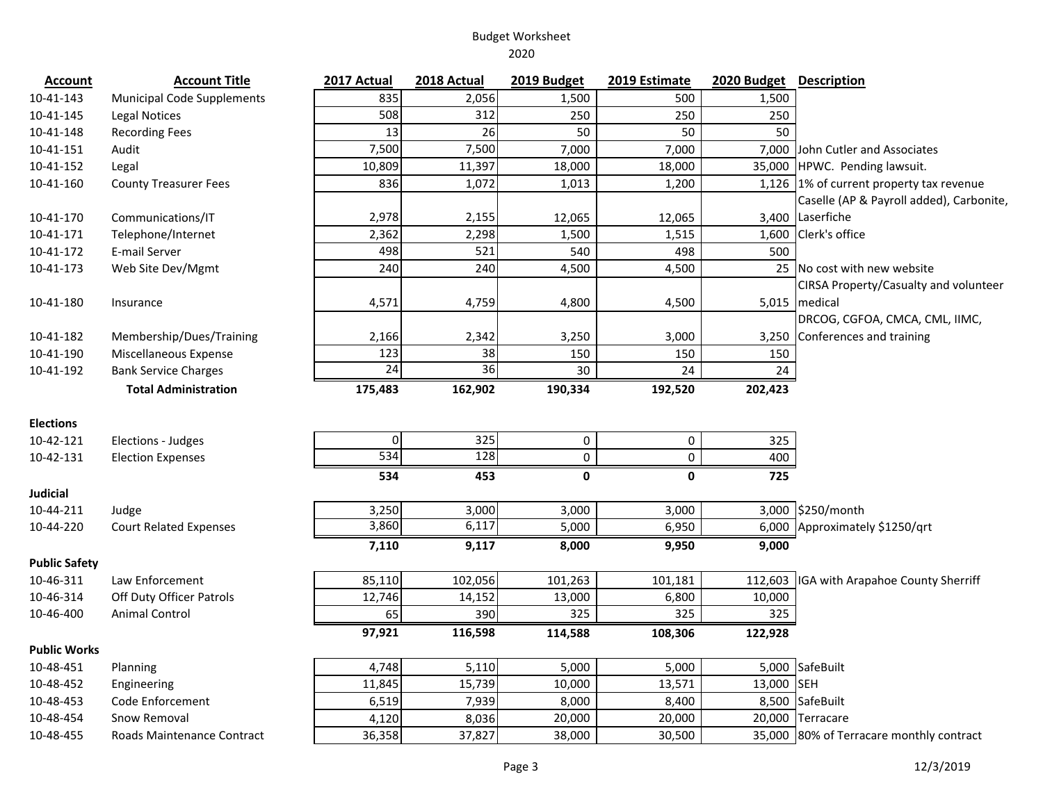Budget Worksheet
2020

| Account | Account Title | 2017 Actual | 2018 Actual | 2019 Budget | 2019 Estimate | 2020 Budget | Description |
|---|---|---|---|---|---|---|---|
| 10-41-143 | Municipal Code Supplements | 835 | 2,056 | 1,500 | 500 | 1,500 | |
| 10-41-145 | Legal Notices | 508 | 312 | 250 | 250 | 250 | |
| 10-41-148 | Recording Fees | 13 | 26 | 50 | 50 | 50 | |
| 10-41-151 | Audit | 7,500 | 7,500 | 7,000 | 7,000 | 7,000 | John Cutler and Associates |
| 10-41-152 | Legal | 10,809 | 11,397 | 18,000 | 18,000 | 35,000 | HPWC. Pending lawsuit. |
| 10-41-160 | County Treasurer Fees | 836 | 1,072 | 1,013 | 1,200 | 1,126 | 1% of current property tax revenue |
| 10-41-170 | Communications/IT | 2,978 | 2,155 | 12,065 | 12,065 | 3,400 | Caselle (AP & Payroll added), Carbonite, Laserfiche |
| 10-41-171 | Telephone/Internet | 2,362 | 2,298 | 1,500 | 1,515 | 1,600 | Clerk's office |
| 10-41-172 | E-mail Server | 498 | 521 | 540 | 498 | 500 | |
| 10-41-173 | Web Site Dev/Mgmt | 240 | 240 | 4,500 | 4,500 | 25 | No cost with new website |
| 10-41-180 | Insurance | 4,571 | 4,759 | 4,800 | 4,500 | 5,015 | CIRSA Property/Casualty and volunteer medical |
| 10-41-182 | Membership/Dues/Training | 2,166 | 2,342 | 3,250 | 3,000 | 3,250 | DRCOG, CGFOA, CMCA, CML, IIMC, Conferences and training |
| 10-41-190 | Miscellaneous Expense | 123 | 38 | 150 | 150 | 150 | |
| 10-41-192 | Bank Service Charges | 24 | 36 | 30 | 24 | 24 | |
| | **Total Administration** | **175,483** | **162,902** | **190,334** | **192,520** | **202,423** | |
| **Elections** | | | | | | | |
| 10-42-121 | Elections - Judges | 0 | 325 | 0 | 0 | 325 | |
| 10-42-131 | Election Expenses | 534 | 128 | 0 | 0 | 400 | |
| | | **534** | **453** | **0** | **0** | **725** | |
| **Judicial** | | | | | | | |
| 10-44-211 | Judge | 3,250 | 3,000 | 3,000 | 3,000 | 3,000 | $250/month |
| 10-44-220 | Court Related Expenses | 3,860 | 6,117 | 5,000 | 6,950 | 6,000 | Approximately $1250/qrt |
| | | **7,110** | **9,117** | **8,000** | **9,950** | **9,000** | |
| **Public Safety** | | | | | | | |
| 10-46-311 | Law Enforcement | 85,110 | 102,056 | 101,263 | 101,181 | 112,603 | IGA with Arapahoe County Sherriff |
| 10-46-314 | Off Duty Officer Patrols | 12,746 | 14,152 | 13,000 | 6,800 | 10,000 | |
| 10-46-400 | Animal Control | 65 | 390 | 325 | 325 | 325 | |
| | | **97,921** | **116,598** | **114,588** | **108,306** | **122,928** | |
| **Public Works** | | | | | | | |
| 10-48-451 | Planning | 4,748 | 5,110 | 5,000 | 5,000 | 5,000 | SafeBuilt |
| 10-48-452 | Engineering | 11,845 | 15,739 | 10,000 | 13,571 | 13,000 | SEH |
| 10-48-453 | Code Enforcement | 6,519 | 7,939 | 8,000 | 8,400 | 8,500 | SafeBuilt |
| 10-48-454 | Snow Removal | 4,120 | 8,036 | 20,000 | 20,000 | 20,000 | Terracare |
| 10-48-455 | Roads Maintenance Contract | 36,358 | 37,827 | 38,000 | 30,500 | 35,000 | 80% of Terracare monthly contract |

12/3/2019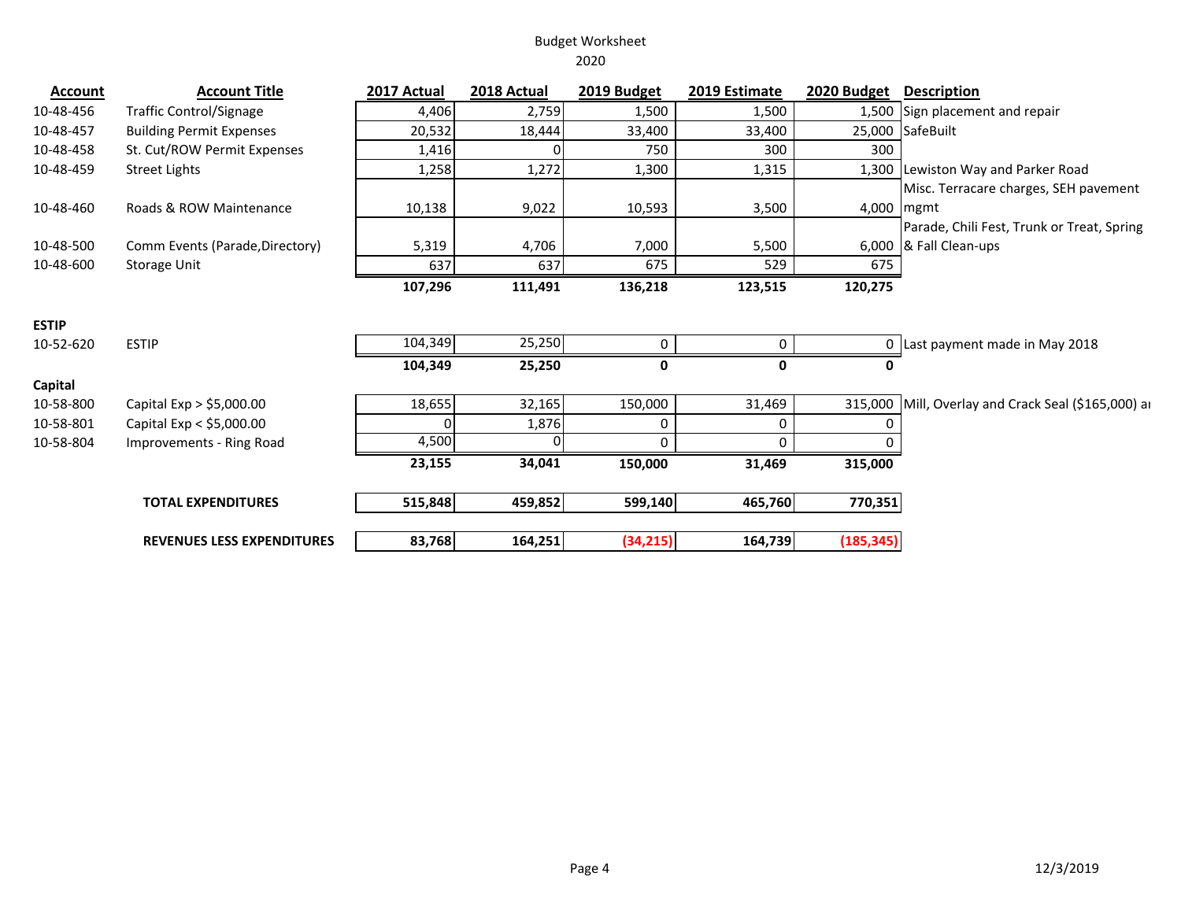Budget Worksheet
2020

| Account | Account Title | 2017 Actual | 2018 Actual | 2019 Budget | 2019 Estimate | 2020 Budget | Description |
|---|---|---|---|---|---|---|---|
| 10-48-456 | Traffic Control/Signage | 4,406 | 2,759 | 1,500 | 1,500 | 1,500 | Sign placement and repair |
| 10-48-457 | Building Permit Expenses | 20,532 | 18,444 | 33,400 | 33,400 | 25,000 | SafeBuilt |
| 10-48-458 | St. Cut/ROW Permit Expenses | 1,416 | 0 | 750 | 300 | 300 | |
| 10-48-459 | Street Lights | 1,258 | 1,272 | 1,300 | 1,315 | 1,300 | Lewiston Way and Parker Road |
| 10-48-460 | Roads & ROW Maintenance | 10,138 | 9,022 | 10,593 | 3,500 | 4,000 | Misc. Terracare charges, SEH pavement mgmt |
| 10-48-500 | Comm Events (Parade,Directory) | 5,319 | 4,706 | 7,000 | 5,500 | 6,000 | Parade, Chili Fest, Trunk or Treat, Spring & Fall Clean-ups |
| 10-48-600 | Storage Unit | 637 | 637 | 675 | 529 | 675 | |
| | | **107,296** | **111,491** | **136,218** | **123,515** | **120,275** | |
| **ESTIP** | | | | | | | |
| 10-52-620 | ESTIP | 104,349 | 25,250 | 0 | 0 | 0 | Last payment made in May 2018 |
| | | **104,349** | **25,250** | **0** | **0** | **0** | |
| **Capital** | | | | | | | |
| 10-58-800 | Capital Exp > $5,000.00 | 18,655 | 32,165 | 150,000 | 31,469 | 315,000 | Mill, Overlay and Crack Seal ($165,000) a |
| 10-58-801 | Capital Exp < $5,000.00 | 0 | 1,876 | 0 | 0 | 0 | |
| 10-58-804 | Improvements - Ring Road | 4,500 | 0 | 0 | 0 | 0 | |
| | | **23,155** | **34,041** | **150,000** | **31,469** | **315,000** | |
| | **TOTAL EXPENDITURES** | **515,848** | **459,852** | **599,140** | **465,760** | **770,351** | |
| | **REVENUES LESS EXPENDITURES** | **83,768** | **164,251** | **(34,215)** | **164,739** | **(185,345)** | |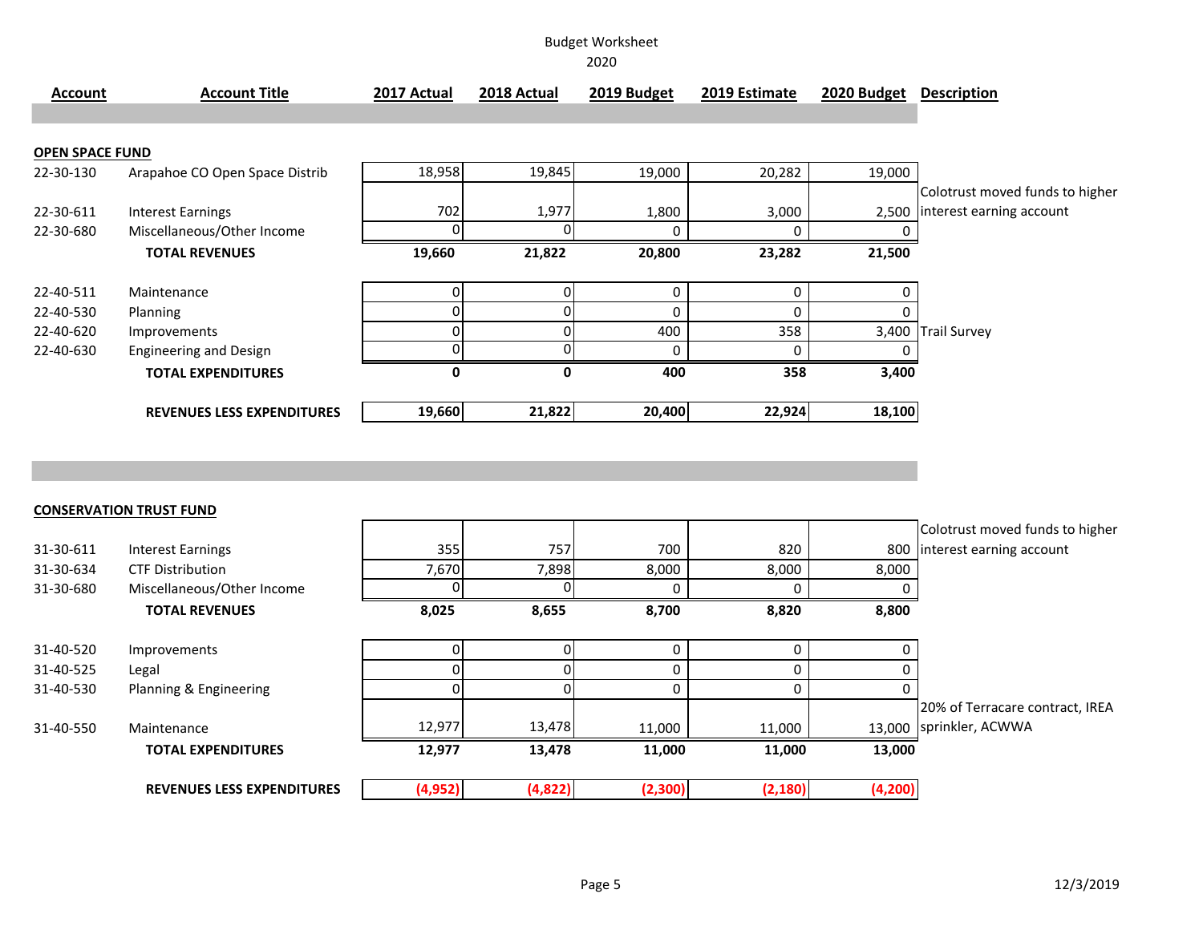Budget Worksheet

2020

| Account | Account Title | 2017 Actual | 2018 Actual | 2019 Budget | 2019 Estimate | 2020 Budget | Description |
|---|---|---|---|---|---|---|---|
| **OPEN SPACE FUND** | | | | | | | |
| 22-30-130 | Arapahoe CO Open Space Distrib | 18,958 | 19,845 | 19,000 | 20,282 | 19,000 | |
| 22-30-611 | Interest Earnings | 702 | 1,977 | 1,800 | 3,000 | 2,500 | Colotrust moved funds to higher interest earning account |
| 22-30-680 | Miscellaneous/Other Income | 0 | 0 | 0 | 0 | 0 | |
| | **TOTAL REVENUES** | **19,660** | **21,822** | **20,800** | **23,282** | **21,500** | |
| 22-40-511 | Maintenance | 0 | 0 | 0 | 0 | 0 | |
| 22-40-530 | Planning | 0 | 0 | 0 | 0 | 0 | |
| 22-40-620 | Improvements | 0 | 0 | 400 | 358 | 3,400 | Trail Survey |
| 22-40-630 | Engineering and Design | 0 | 0 | 0 | 0 | 0 | |
| | **TOTAL EXPENDITURES** | **0** | **0** | **400** | **358** | **3,400** | |
| | **REVENUES LESS EXPENDITURES** | **19,660** | **21,822** | **20,400** | **22,924** | **18,100** | |
| **CONSERVATION TRUST FUND** | | | | | | | |
| 31-30-611 | Interest Earnings | 355 | 757 | 700 | 820 | 800 | Colotrust moved funds to higher interest earning account |
| 31-30-634 | CTF Distribution | 7,670 | 7,898 | 8,000 | 8,000 | 8,000 | |
| 31-30-680 | Miscellaneous/Other Income | 0 | 0 | 0 | 0 | 0 | |
| | **TOTAL REVENUES** | **8,025** | **8,655** | **8,700** | **8,820** | **8,800** | |
| 31-40-520 | Improvements | 0 | 0 | 0 | 0 | 0 | |
| 31-40-525 | Legal | 0 | 0 | 0 | 0 | 0 | |
| 31-40-530 | Planning & Engineering | 0 | 0 | 0 | 0 | 0 | |
| 31-40-550 | Maintenance | 12,977 | 13,478 | 11,000 | 11,000 | 13,000 | 20% of Terracare contract, IREA sprinkler, ACWWA |
| | **TOTAL EXPENDITURES** | **12,977** | **13,478** | **11,000** | **11,000** | **13,000** | |
| | **REVENUES LESS EXPENDITURES** | **(4,952)** | **(4,822)** | **(2,300)** | **(2,180)** | **(4,200)** | |

12/3/2019